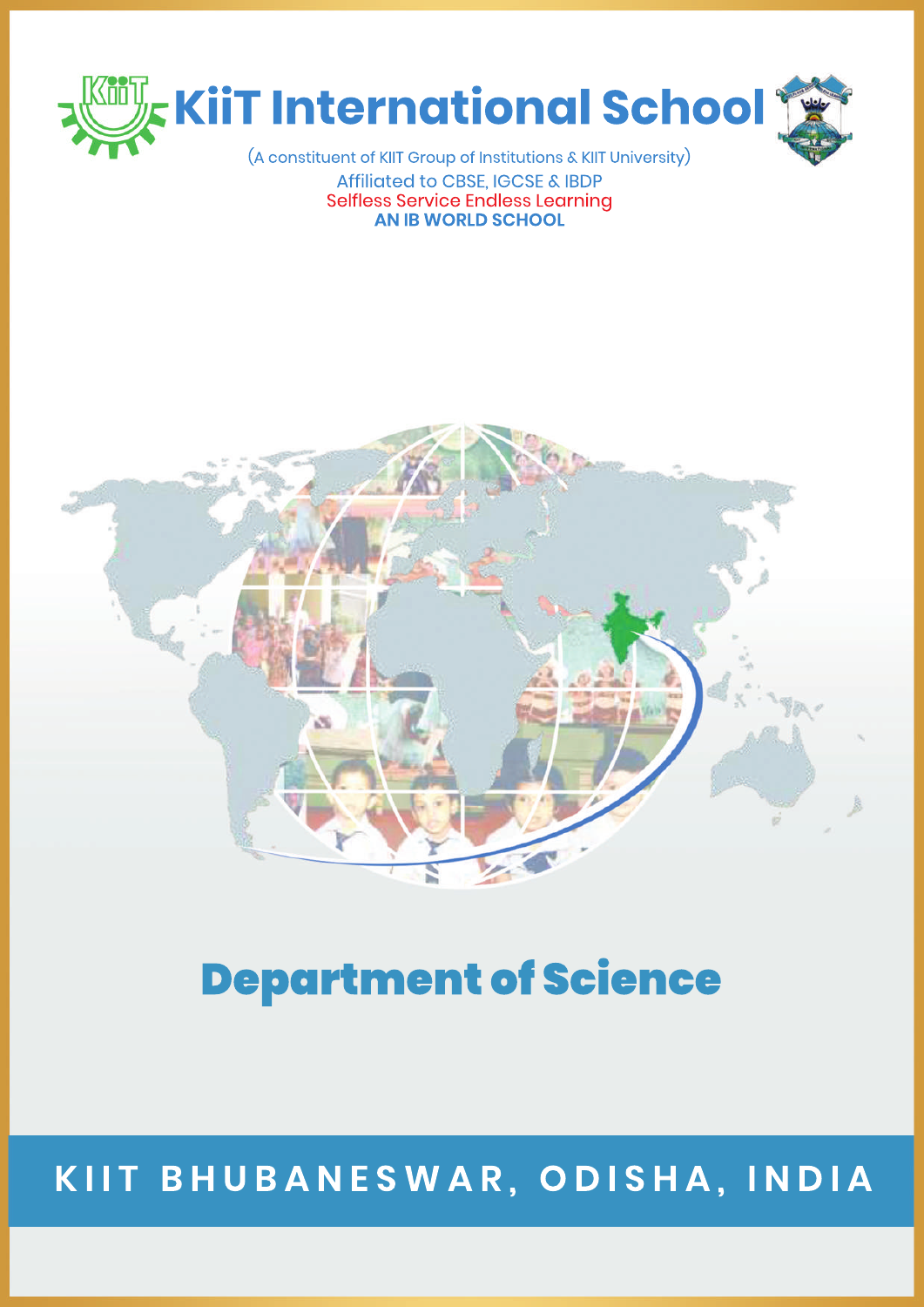# KiiT International School

(A constituent of KIIT Group of Institutions & KIIT University)

Affiliated to CBSE, IGCSE & IBDP

Selfless Service Endless Learning

**AN IB WORLD SCHOOL**

## Department of Science

**KIIT BHUBANESWAR, ODISHA, INDIA**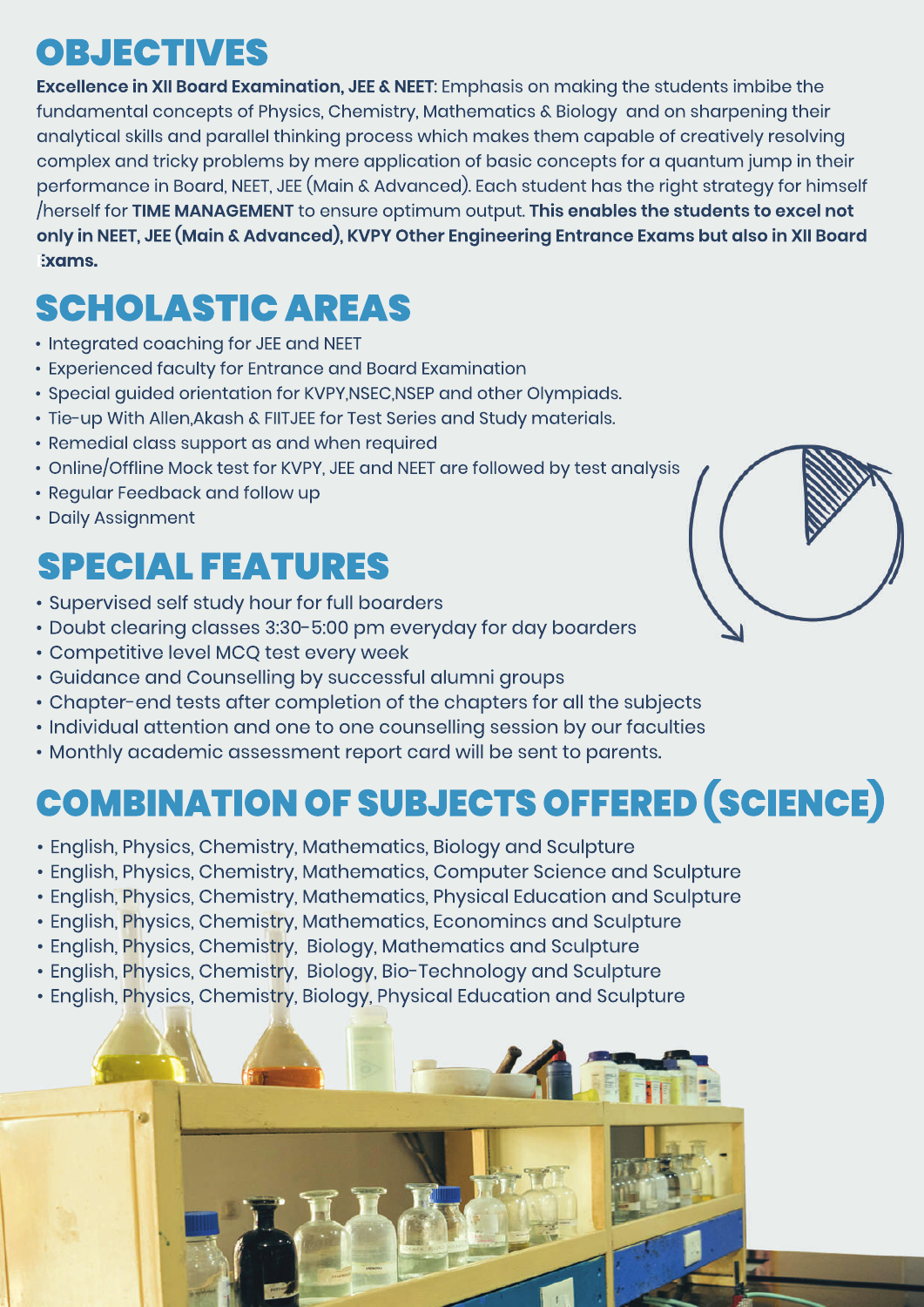# OBJECTIVES

**Excellence in XII Board Examination, JEE & NEET**: Emphasis on making the students imbibe the fundamental concepts of Physics, Chemistry, Mathematics & Biology and on sharpening their analytical skills and parallel thinking process which makes them capable of creatively resolving complex and tricky problems by mere application of basic concepts for a quantum jump in their performance in Board, NEET, JEE (Main & Advanced). Each student has the right strategy for himself /herself for **TIME MANAGEMENT** to ensure optimum output. **This enables the students to excel not only in NEET, JEE (Main & Advanced), KVPY Other Engineering Entrance Exams but also in XII Board Exams.**

# SCHOLASTIC AREAS

- Integrated coaching for JEE and NEET
- Experienced faculty for Entrance and Board Examination
- Special guided orientation for KVPY,NSEC,NSEP and other Olympiads.
- Tie-up With Allen,Akash & FIITJEE for Test Series and Study materials.
- Remedial class support as and when required
- Online/Offline Mock test for KVPY, JEE and NEET are followed by test analysis
- Regular Feedback and follow up
- Daily Assignment

# SPECIAL FEATURES

- Supervised self study hour for full boarders
- Doubt clearing classes 3:30-5:00 pm everyday for day boarders
- Competitive level MCQ test every week
- Guidance and Counselling by successful alumni groups
- Chapter-end tests after completion of the chapters for all the subjects
- Individual attention and one to one counselling session by our faculties
- Monthly academic assessment report card will be sent to parents.

# COMBINATION OF SUBJECTS OFFERED (SCIENCE)

- English, Physics, Chemistry, Mathematics, Biology and Sculpture
- English, Physics, Chemistry, Mathematics, Computer Science and Sculpture
- English, Physics, Chemistry, Mathematics, Physical Education and Sculpture
- English, Physics, Chemistry, Mathematics, Economincs and Sculpture
- English, Physics, Chemistry, Biology, Mathematics and Sculpture
- English, Physics, Chemistry, Biology, Bio-Technology and Sculpture
- English, Physics, Chemistry, Biology, Physical Education and Sculpture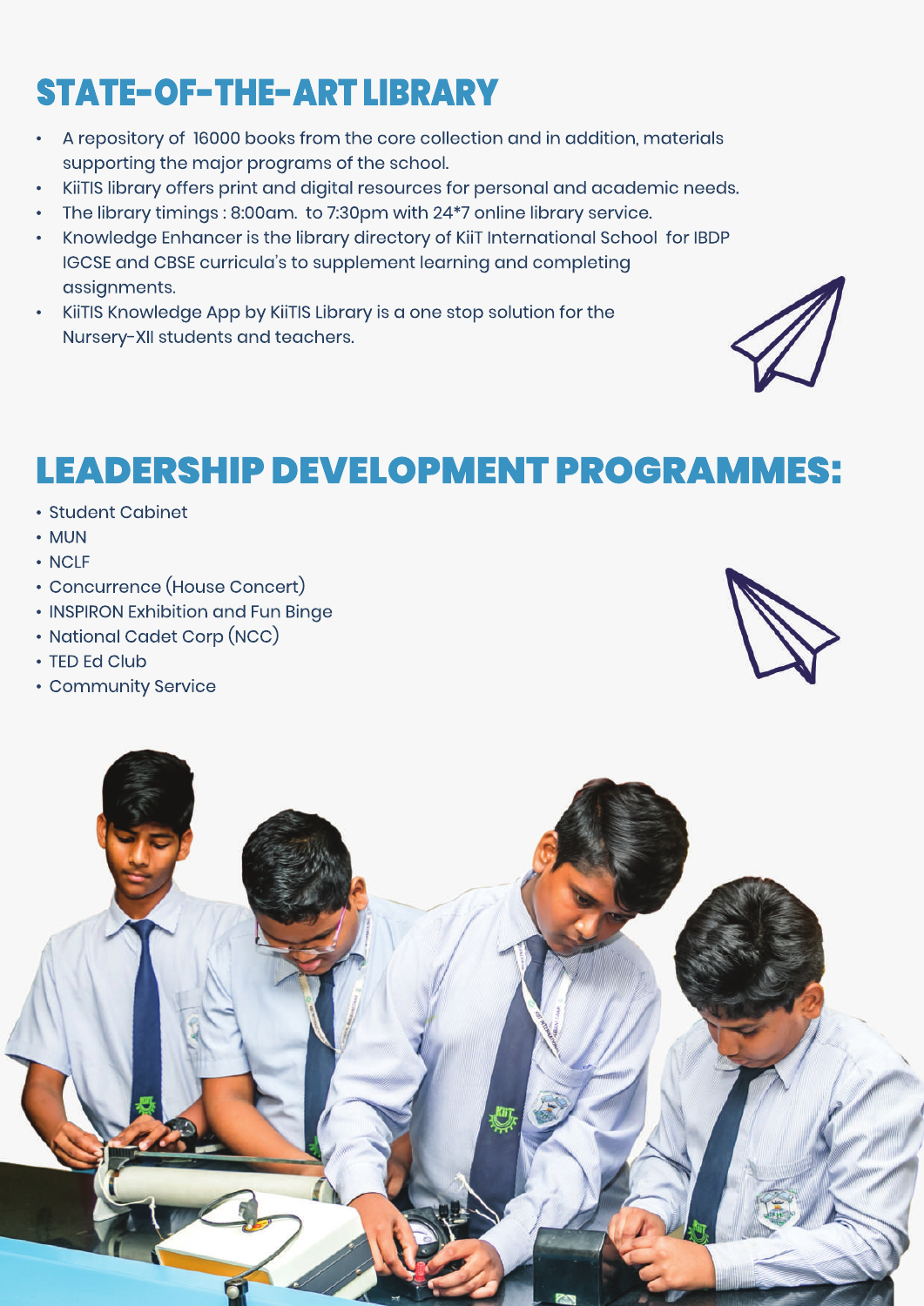# STATE-OF-THE-ART LIBRARY

- A repository of 16000 books from the core collection and in addition, materials supporting the major programs of the school.
- KiiTIS library offers print and digital resources for personal and academic needs.
- The library timings : 8:00am. to 7:30pm with 24*7 online library service.
- Knowledge Enhancer is the library directory of KiiT International School for IBDP IGCSE and CBSE curricula's to supplement learning and completing assignments.
- KiiTIS Knowledge App by KiiTIS Library is a one stop solution for the Nursery-XII students and teachers.

# LEADERSHIP DEVELOPMENT PROGRAMMES:

- Student Cabinet
- MUN
- NCLF
- Concurrence (House Concert)
- INSPIRON Exhibition and Fun Binge
- National Cadet Corp (NCC)
- TED Ed Club
- Community Service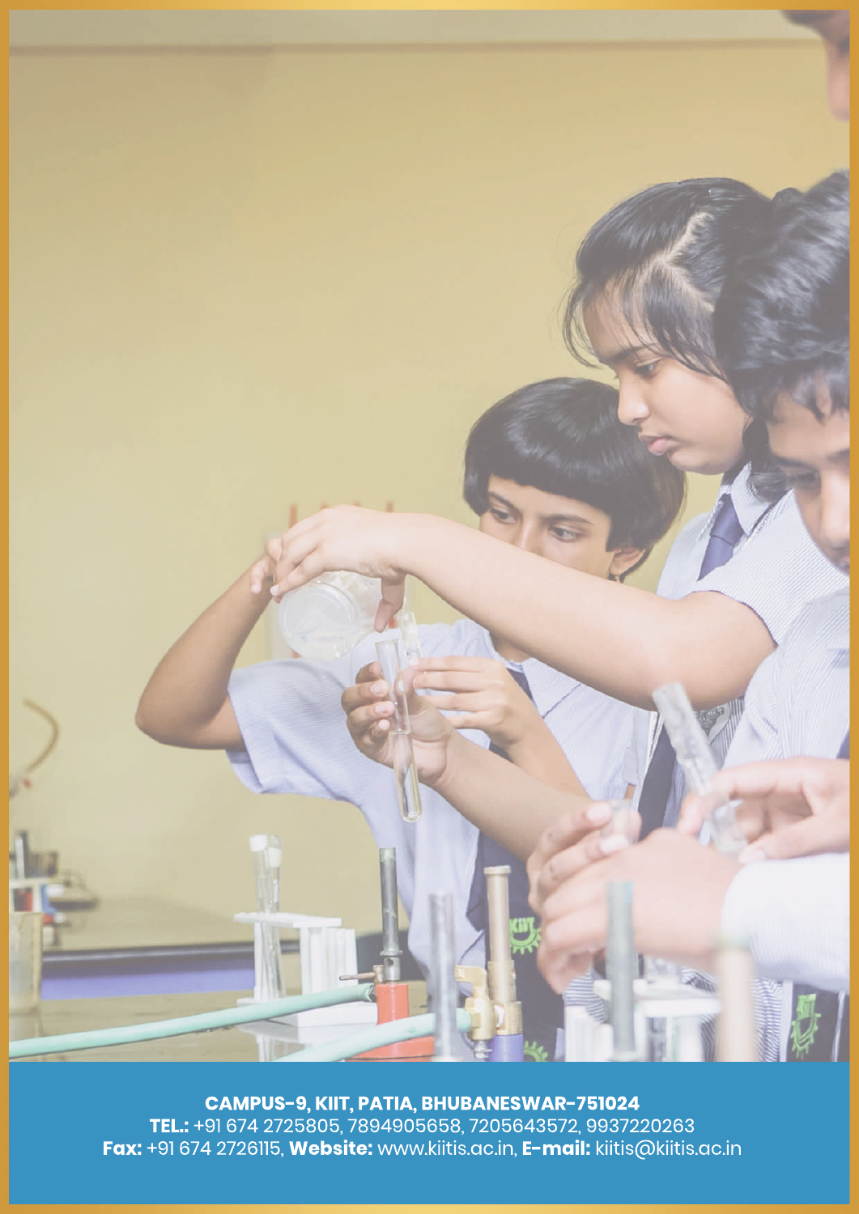**CAMPUS-9, KIIT, PATIA, BHUBANESWAR-751024**

**TEL.:** +91 674 2725805, 7894905658, 7205643572, 9937220263

**Fax:** +91 674 2726115, **Website:** www.kiitis.ac.in, **E-mail:** kiitis@kiitis.ac.in